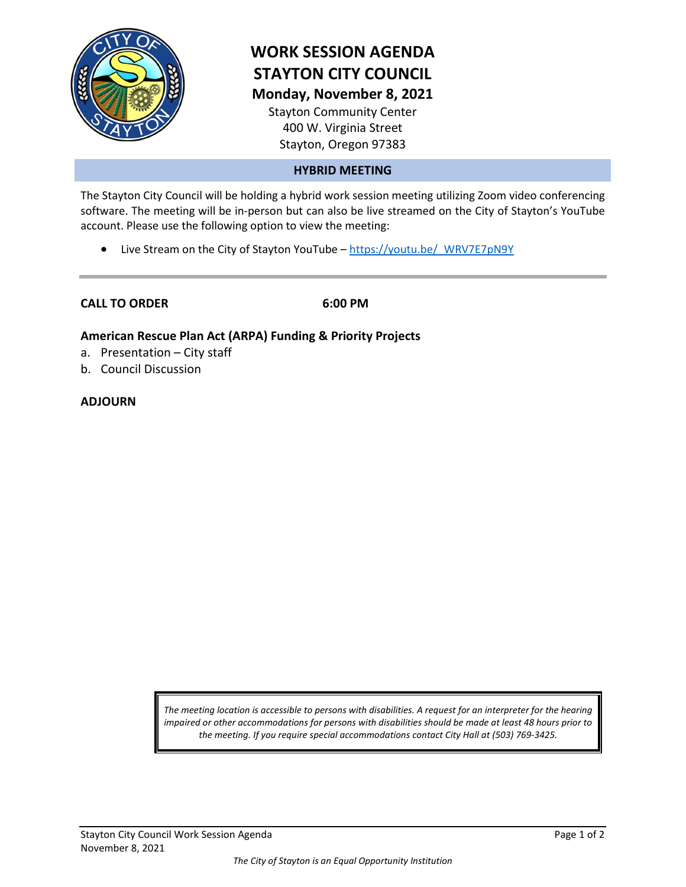# WORK SESSION AGENDA
# STAYTON CITY COUNCIL

**Monday, November 8, 2021**

Stayton Community Center
400 W. Virginia Street
Stayton, Oregon 97383

## HYBRID MEETING

The Stayton City Council will be holding a hybrid work session meeting utilizing Zoom video conferencing software. The meeting will be in-person but can also be live streamed on the City of Stayton's YouTube account. Please use the following option to view the meeting:

- Live Stream on the City of Stayton YouTube – https://youtu.be/_WRV7E7pN9Y

---

**CALL TO ORDER** **6:00 PM**

**American Rescue Plan Act (ARPA) Funding & Priority Projects**

a. Presentation – City staff
b. Council Discussion

**ADJOURN**

*The meeting location is accessible to persons with disabilities. A request for an interpreter for the hearing impaired or other accommodations for persons with disabilities should be made at least 48 hours prior to the meeting. If you require special accommodations contact City Hall at (503) 769-3425.*

*The City of Stayton is an Equal Opportunity Institution*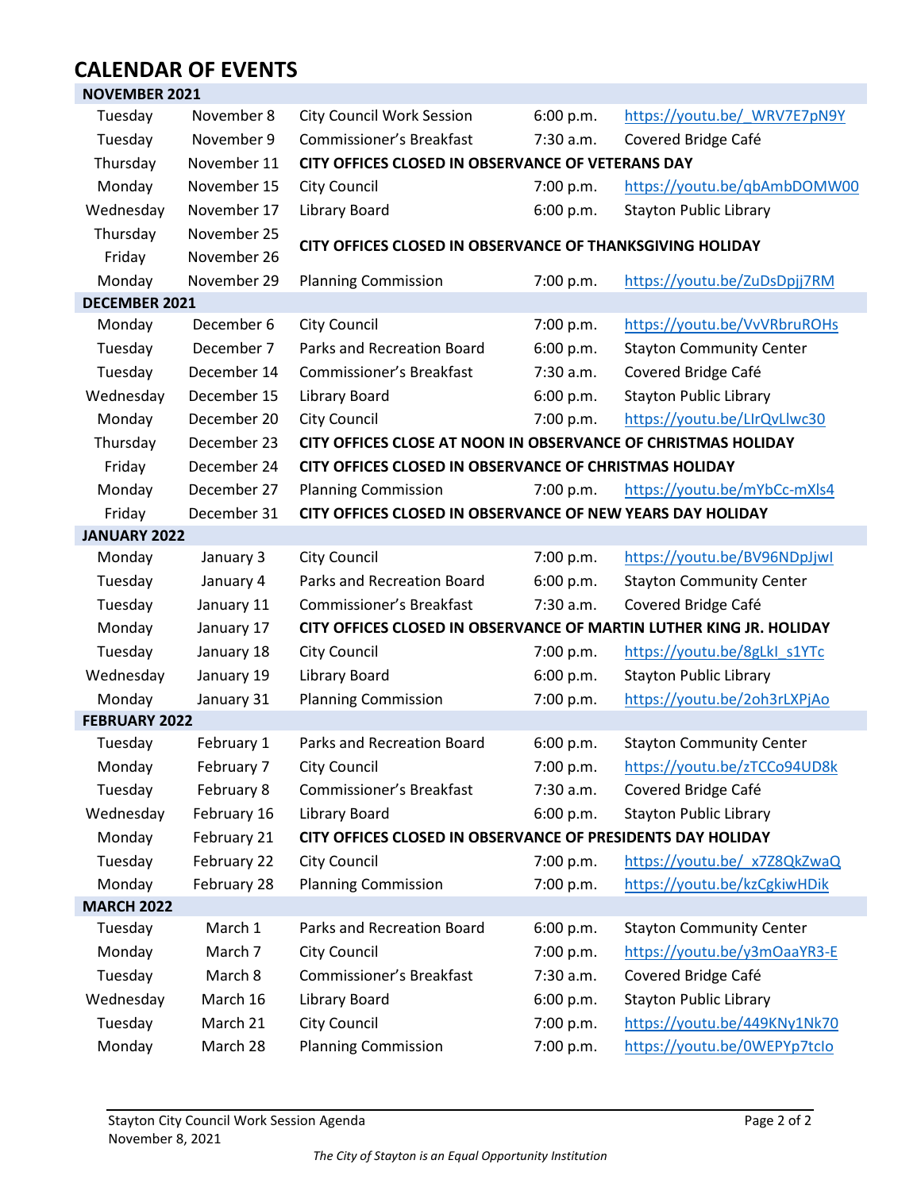# CALENDAR OF EVENTS

| | | | | |
|---|---|---|---|---|
| **NOVEMBER 2021** | | | | |
| Tuesday | November 8 | City Council Work Session | 6:00 p.m. | https://youtu.be/_WRV7E7pN9Y |
| Tuesday | November 9 | Commissioner's Breakfast | 7:30 a.m. | Covered Bridge Café |
| Thursday | November 11 | **CITY OFFICES CLOSED IN OBSERVANCE OF VETERANS DAY** | | |
| Monday | November 15 | City Council | 7:00 p.m. | https://youtu.be/qbAmbDOMW00 |
| Wednesday | November 17 | Library Board | 6:00 p.m. | Stayton Public Library |
| Thursday | November 25 | **CITY OFFICES CLOSED IN OBSERVANCE OF THANKSGIVING HOLIDAY** | | |
| Friday | November 26 | | | |
| Monday | November 29 | Planning Commission | 7:00 p.m. | https://youtu.be/ZuDsDpjj7RM |
| **DECEMBER 2021** | | | | |
| Monday | December 6 | City Council | 7:00 p.m. | https://youtu.be/VvVRbruROHs |
| Tuesday | December 7 | Parks and Recreation Board | 6:00 p.m. | Stayton Community Center |
| Tuesday | December 14 | Commissioner's Breakfast | 7:30 a.m. | Covered Bridge Café |
| Wednesday | December 15 | Library Board | 6:00 p.m. | Stayton Public Library |
| Monday | December 20 | City Council | 7:00 p.m. | https://youtu.be/LIrQvLlwc30 |
| Thursday | December 23 | **CITY OFFICES CLOSE AT NOON IN OBSERVANCE OF CHRISTMAS HOLIDAY** | | |
| Friday | December 24 | **CITY OFFICES CLOSED IN OBSERVANCE OF CHRISTMAS HOLIDAY** | | |
| Monday | December 27 | Planning Commission | 7:00 p.m. | https://youtu.be/mYbCc-mXls4 |
| Friday | December 31 | **CITY OFFICES CLOSED IN OBSERVANCE OF NEW YEARS DAY HOLIDAY** | | |
| **JANUARY 2022** | | | | |
| Monday | January 3 | City Council | 7:00 p.m. | https://youtu.be/BV96NDpJjwI |
| Tuesday | January 4 | Parks and Recreation Board | 6:00 p.m. | Stayton Community Center |
| Tuesday | January 11 | Commissioner's Breakfast | 7:30 a.m. | Covered Bridge Café |
| Monday | January 17 | **CITY OFFICES CLOSED IN OBSERVANCE OF MARTIN LUTHER KING JR. HOLIDAY** | | |
| Tuesday | January 18 | City Council | 7:00 p.m. | https://youtu.be/8gLkI_s1YTc |
| Wednesday | January 19 | Library Board | 6:00 p.m. | Stayton Public Library |
| Monday | January 31 | Planning Commission | 7:00 p.m. | https://youtu.be/2oh3rLXPjAo |
| **FEBRUARY 2022** | | | | |
| Tuesday | February 1 | Parks and Recreation Board | 6:00 p.m. | Stayton Community Center |
| Monday | February 7 | City Council | 7:00 p.m. | https://youtu.be/zTCCo94UD8k |
| Tuesday | February 8 | Commissioner's Breakfast | 7:30 a.m. | Covered Bridge Café |
| Wednesday | February 16 | Library Board | 6:00 p.m. | Stayton Public Library |
| Monday | February 21 | **CITY OFFICES CLOSED IN OBSERVANCE OF PRESIDENTS DAY HOLIDAY** | | |
| Tuesday | February 22 | City Council | 7:00 p.m. | https://youtu.be/_x7Z8QkZwaQ |
| Monday | February 28 | Planning Commission | 7:00 p.m. | https://youtu.be/kzCgkiwHDik |
| **MARCH 2022** | | | | |
| Tuesday | March 1 | Parks and Recreation Board | 6:00 p.m. | Stayton Community Center |
| Monday | March 7 | City Council | 7:00 p.m. | https://youtu.be/y3mOaaYR3-E |
| Tuesday | March 8 | Commissioner's Breakfast | 7:30 a.m. | Covered Bridge Café |
| Wednesday | March 16 | Library Board | 6:00 p.m. | Stayton Public Library |
| Tuesday | March 21 | City Council | 7:00 p.m. | https://youtu.be/449KNy1Nk70 |
| Monday | March 28 | Planning Commission | 7:00 p.m. | https://youtu.be/0WEPYp7tcIo |

*The City of Stayton is an Equal Opportunity Institution*